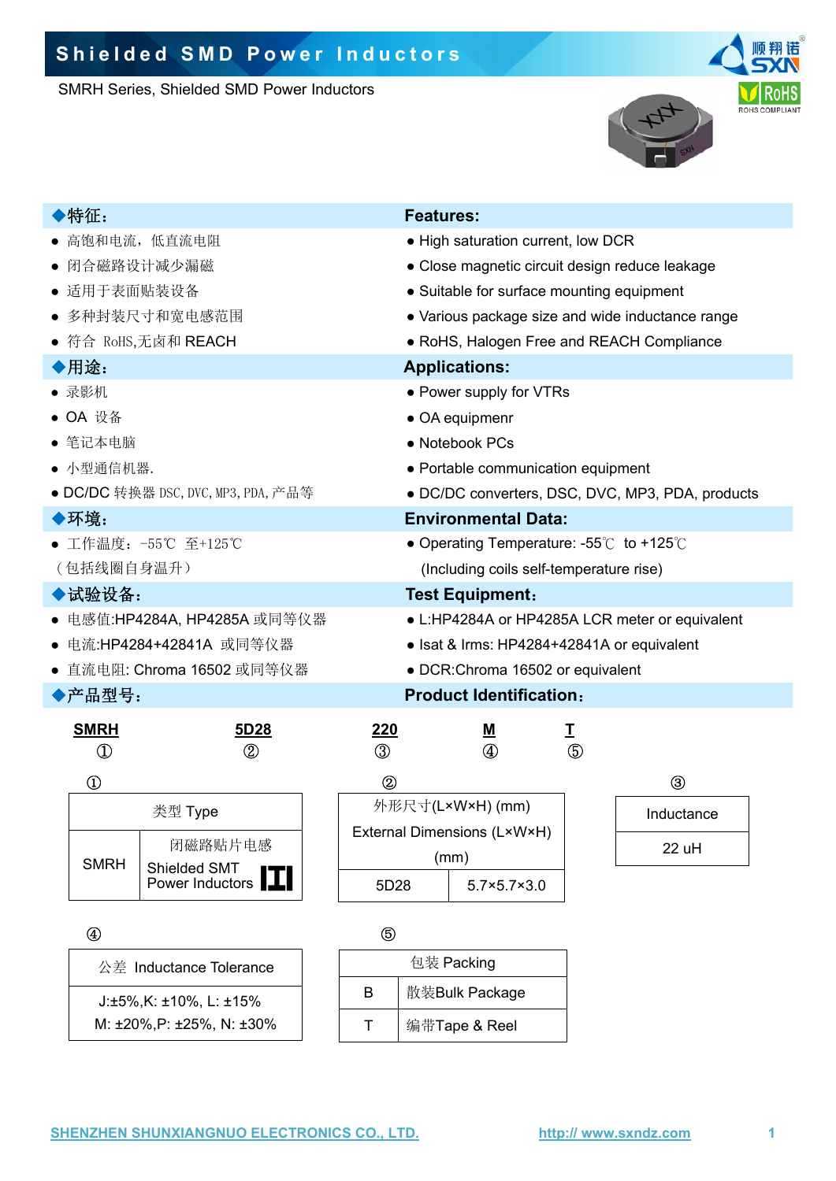# Shielded SMD Power Inductors

SMRH Series, Shielded SMD Power Inductors

| ◆特征： | Features: |
|---|---|
| ● 高饱和电流，低直流电阻 | ● High saturation current, low DCR |
| ● 闭合磁路设计减少漏磁 | ● Close magnetic circuit design reduce leakage |
| ● 适用于表面贴装设备 | ● Suitable for surface mounting equipment |
| ● 多种封装尺寸和宽电感范围 | ● Various package size and wide inductance range |
| ● 符合 RoHS,无卤和 REACH | ● RoHS, Halogen Free and REACH Compliance |

| ◆用途： | Applications: |
|---|---|
| ● 录影机 | ● Power supply for VTRs |
| ● OA 设备 | ● OA equipmenr |
| ● 笔记本电脑 | ● Notebook PCs |
| ● 小型通信机器. | ● Portable communication equipment |
| ● DC/DC 转换器 DSC, DVC, MP3, PDA, 产品等 | ● DC/DC converters, DSC, DVC, MP3, PDA, products |

| ◆环境： | Environmental Data: |
|---|---|
| ● 工作温度：-55℃ 至+125℃ （包括线圈自身温升） | ● Operating Temperature: -55℃ to +125℃ (Including coils self-temperature rise) |

| ◆试验设备： | Test Equipment： |
|---|---|
| ● 电感值:HP4284A, HP4285A 或同等仪器 | ● L:HP4284A or HP4285A LCR meter or equivalent |
| ● 电流:HP4284+42841A 或同等仪器 | ● Isat & Irms: HP4284+42841A or equivalent |
| ● 直流电阻: Chroma 16502 或同等仪器 | ● DCR:Chroma 16502 or equivalent |

## ◆产品型号： Product Identification：

| SMRH | 5D28 | 220 | M | T |
|---|---|---|---|---|
| ① | ② | ③ | ④ | ⑤ |

①

| 类型 Type | |
|---|---|
| SMRH | 闭磁路贴片电感 Shielded SMT Power Inductors |

②

| 外形尺寸(L×W×H) (mm) External Dimensions (L×W×H) (mm) | |
|---|---|
| 5D28 | 5.7×5.7×3.0 |

③

| Inductance |
|---|
| 22 uH |

④

| 公差 Inductance Tolerance |
|---|
| J:±5%,K: ±10%, L: ±15% M: ±20%,P: ±25%, N: ±30% |

⑤

| 包装 Packing | |
|---|---|
| B | 散装Bulk Package |
| T | 编带Tape & Reel |

SHENZHEN SHUNXIANGNUO ELECTRONICS CO., LTD. http:// www.sxndz.com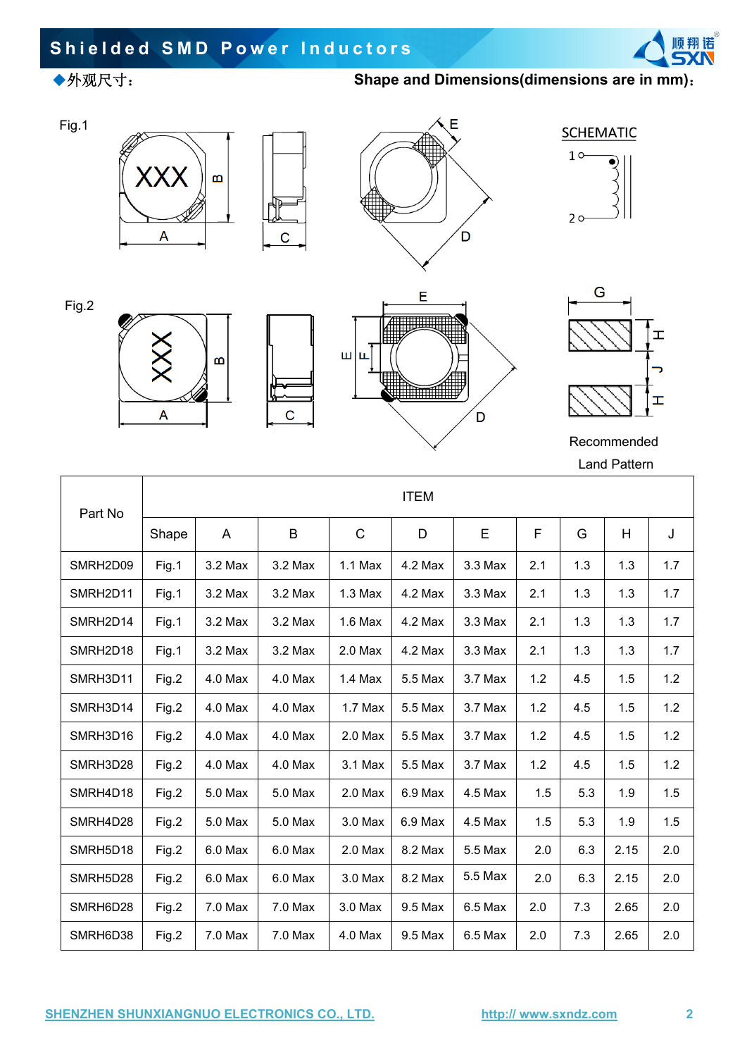◆外观尺寸： Shape and Dimensions(dimensions are in mm)：

Fig.1

SCHEMATIC

Fig.2

Recommended Land Pattern

| Part No | ITEM | | | | | | | | | |
|---|---|---|---|---|---|---|---|---|---|---|
| | Shape | A | B | C | D | E | F | G | H | J |
| SMRH2D09 | Fig.1 | 3.2 Max | 3.2 Max | 1.1 Max | 4.2 Max | 3.3 Max | 2.1 | 1.3 | 1.3 | 1.7 |
| SMRH2D11 | Fig.1 | 3.2 Max | 3.2 Max | 1.3 Max | 4.2 Max | 3.3 Max | 2.1 | 1.3 | 1.3 | 1.7 |
| SMRH2D14 | Fig.1 | 3.2 Max | 3.2 Max | 1.6 Max | 4.2 Max | 3.3 Max | 2.1 | 1.3 | 1.3 | 1.7 |
| SMRH2D18 | Fig.1 | 3.2 Max | 3.2 Max | 2.0 Max | 4.2 Max | 3.3 Max | 2.1 | 1.3 | 1.3 | 1.7 |
| SMRH3D11 | Fig.2 | 4.0 Max | 4.0 Max | 1.4 Max | 5.5 Max | 3.7 Max | 1.2 | 4.5 | 1.5 | 1.2 |
| SMRH3D14 | Fig.2 | 4.0 Max | 4.0 Max | 1.7 Max | 5.5 Max | 3.7 Max | 1.2 | 4.5 | 1.5 | 1.2 |
| SMRH3D16 | Fig.2 | 4.0 Max | 4.0 Max | 2.0 Max | 5.5 Max | 3.7 Max | 1.2 | 4.5 | 1.5 | 1.2 |
| SMRH3D28 | Fig.2 | 4.0 Max | 4.0 Max | 3.1 Max | 5.5 Max | 3.7 Max | 1.2 | 4.5 | 1.5 | 1.2 |
| SMRH4D18 | Fig.2 | 5.0 Max | 5.0 Max | 2.0 Max | 6.9 Max | 4.5 Max | 1.5 | 5.3 | 1.9 | 1.5 |
| SMRH4D28 | Fig.2 | 5.0 Max | 5.0 Max | 3.0 Max | 6.9 Max | 4.5 Max | 1.5 | 5.3 | 1.9 | 1.5 |
| SMRH5D18 | Fig.2 | 6.0 Max | 6.0 Max | 2.0 Max | 8.2 Max | 5.5 Max | 2.0 | 6.3 | 2.15 | 2.0 |
| SMRH5D28 | Fig.2 | 6.0 Max | 6.0 Max | 3.0 Max | 8.2 Max | 5.5 Max | 2.0 | 6.3 | 2.15 | 2.0 |
| SMRH6D28 | Fig.2 | 7.0 Max | 7.0 Max | 3.0 Max | 9.5 Max | 6.5 Max | 2.0 | 7.3 | 2.65 | 2.0 |
| SMRH6D38 | Fig.2 | 7.0 Max | 7.0 Max | 4.0 Max | 9.5 Max | 6.5 Max | 2.0 | 7.3 | 2.65 | 2.0 |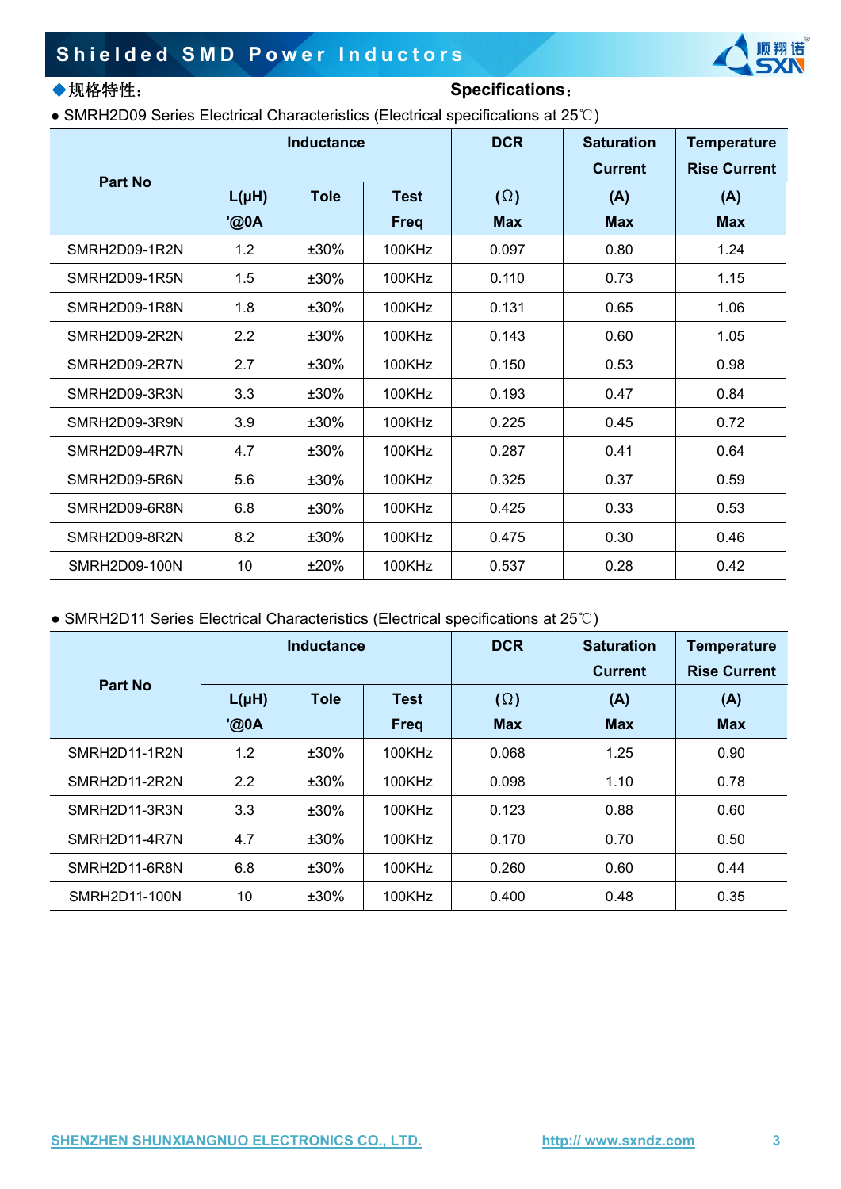◆规格特性：　　　　　　　　　　　**Specifications：**

● SMRH2D09 Series Electrical Characteristics (Electrical specifications at 25℃)

| Part No | Inductance | | | DCR | Saturation Current | Temperature Rise Current |
|---|---|---|---|---|---|---|
| | L(μH) '@0A | Tole | Test Freq | (Ω) Max | (A) Max | (A) Max |
| SMRH2D09-1R2N | 1.2 | ±30% | 100KHz | 0.097 | 0.80 | 1.24 |
| SMRH2D09-1R5N | 1.5 | ±30% | 100KHz | 0.110 | 0.73 | 1.15 |
| SMRH2D09-1R8N | 1.8 | ±30% | 100KHz | 0.131 | 0.65 | 1.06 |
| SMRH2D09-2R2N | 2.2 | ±30% | 100KHz | 0.143 | 0.60 | 1.05 |
| SMRH2D09-2R7N | 2.7 | ±30% | 100KHz | 0.150 | 0.53 | 0.98 |
| SMRH2D09-3R3N | 3.3 | ±30% | 100KHz | 0.193 | 0.47 | 0.84 |
| SMRH2D09-3R9N | 3.9 | ±30% | 100KHz | 0.225 | 0.45 | 0.72 |
| SMRH2D09-4R7N | 4.7 | ±30% | 100KHz | 0.287 | 0.41 | 0.64 |
| SMRH2D09-5R6N | 5.6 | ±30% | 100KHz | 0.325 | 0.37 | 0.59 |
| SMRH2D09-6R8N | 6.8 | ±30% | 100KHz | 0.425 | 0.33 | 0.53 |
| SMRH2D09-8R2N | 8.2 | ±30% | 100KHz | 0.475 | 0.30 | 0.46 |
| SMRH2D09-100N | 10 | ±20% | 100KHz | 0.537 | 0.28 | 0.42 |

● SMRH2D11 Series Electrical Characteristics (Electrical specifications at 25℃)

| Part No | Inductance | | | DCR | Saturation Current | Temperature Rise Current |
|---|---|---|---|---|---|---|
| | L(μH) '@0A | Tole | Test Freq | (Ω) Max | (A) Max | (A) Max |
| SMRH2D11-1R2N | 1.2 | ±30% | 100KHz | 0.068 | 1.25 | 0.90 |
| SMRH2D11-2R2N | 2.2 | ±30% | 100KHz | 0.098 | 1.10 | 0.78 |
| SMRH2D11-3R3N | 3.3 | ±30% | 100KHz | 0.123 | 0.88 | 0.60 |
| SMRH2D11-4R7N | 4.7 | ±30% | 100KHz | 0.170 | 0.70 | 0.50 |
| SMRH2D11-6R8N | 6.8 | ±30% | 100KHz | 0.260 | 0.60 | 0.44 |
| SMRH2D11-100N | 10 | ±30% | 100KHz | 0.400 | 0.48 | 0.35 |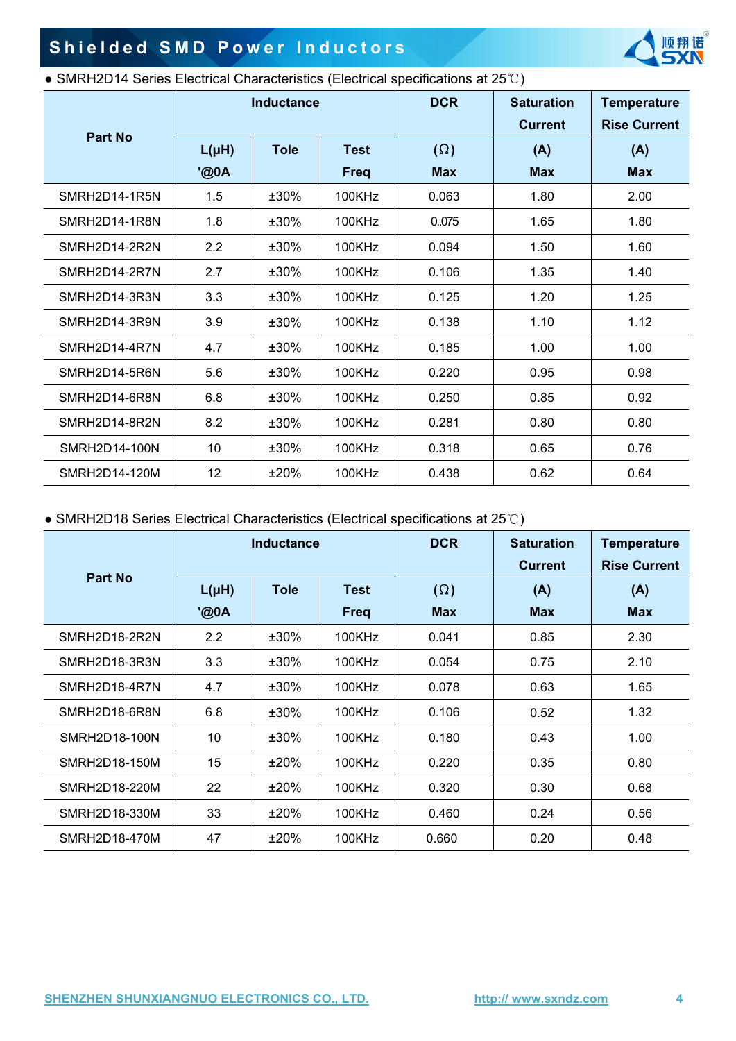● SMRH2D14 Series Electrical Characteristics (Electrical specifications at 25℃)

| Part No | Inductance | | | DCR | Saturation Current | Temperature Rise Current |
|---|---|---|---|---|---|---|
| | L(μH) '@0A | Tole | Test Freq | (Ω) Max | (A) Max | (A) Max |
| SMRH2D14-1R5N | 1.5 | ±30% | 100KHz | 0.063 | 1.80 | 2.00 |
| SMRH2D14-1R8N | 1.8 | ±30% | 100KHz | 0.075 | 1.65 | 1.80 |
| SMRH2D14-2R2N | 2.2 | ±30% | 100KHz | 0.094 | 1.50 | 1.60 |
| SMRH2D14-2R7N | 2.7 | ±30% | 100KHz | 0.106 | 1.35 | 1.40 |
| SMRH2D14-3R3N | 3.3 | ±30% | 100KHz | 0.125 | 1.20 | 1.25 |
| SMRH2D14-3R9N | 3.9 | ±30% | 100KHz | 0.138 | 1.10 | 1.12 |
| SMRH2D14-4R7N | 4.7 | ±30% | 100KHz | 0.185 | 1.00 | 1.00 |
| SMRH2D14-5R6N | 5.6 | ±30% | 100KHz | 0.220 | 0.95 | 0.98 |
| SMRH2D14-6R8N | 6.8 | ±30% | 100KHz | 0.250 | 0.85 | 0.92 |
| SMRH2D14-8R2N | 8.2 | ±30% | 100KHz | 0.281 | 0.80 | 0.80 |
| SMRH2D14-100N | 10 | ±30% | 100KHz | 0.318 | 0.65 | 0.76 |
| SMRH2D14-120M | 12 | ±20% | 100KHz | 0.438 | 0.62 | 0.64 |

● SMRH2D18 Series Electrical Characteristics (Electrical specifications at 25℃)

| Part No | Inductance | | | DCR | Saturation Current | Temperature Rise Current |
|---|---|---|---|---|---|---|
| | L(μH) '@0A | Tole | Test Freq | (Ω) Max | (A) Max | (A) Max |
| SMRH2D18-2R2N | 2.2 | ±30% | 100KHz | 0.041 | 0.85 | 2.30 |
| SMRH2D18-3R3N | 3.3 | ±30% | 100KHz | 0.054 | 0.75 | 2.10 |
| SMRH2D18-4R7N | 4.7 | ±30% | 100KHz | 0.078 | 0.63 | 1.65 |
| SMRH2D18-6R8N | 6.8 | ±30% | 100KHz | 0.106 | 0.52 | 1.32 |
| SMRH2D18-100N | 10 | ±30% | 100KHz | 0.180 | 0.43 | 1.00 |
| SMRH2D18-150M | 15 | ±20% | 100KHz | 0.220 | 0.35 | 0.80 |
| SMRH2D18-220M | 22 | ±20% | 100KHz | 0.320 | 0.30 | 0.68 |
| SMRH2D18-330M | 33 | ±20% | 100KHz | 0.460 | 0.24 | 0.56 |
| SMRH2D18-470M | 47 | ±20% | 100KHz | 0.660 | 0.20 | 0.48 |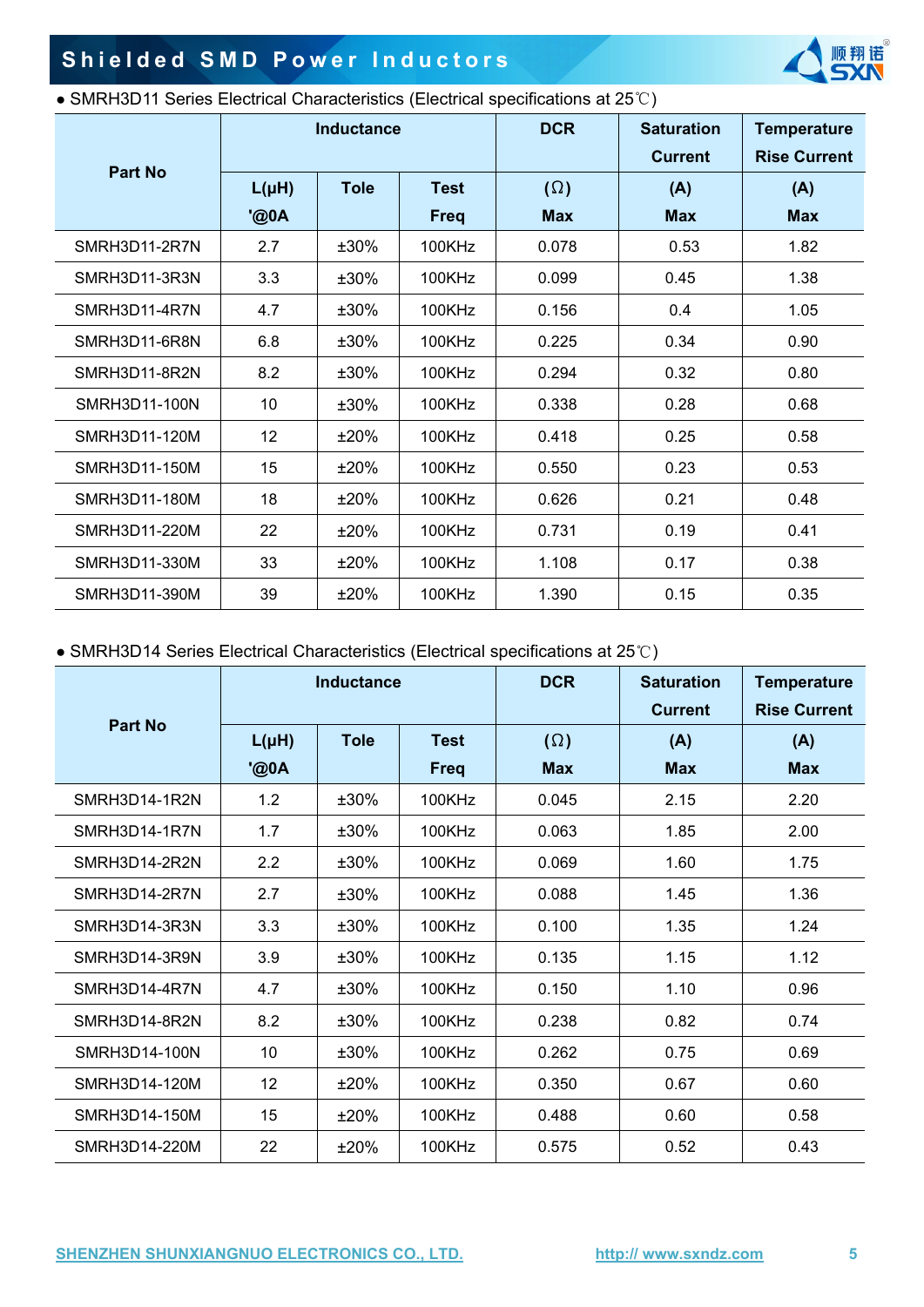## Shielded SMD Power Inductors

● SMRH3D11 Series Electrical Characteristics (Electrical specifications at 25℃)

| Part No | Inductance | | | DCR | Saturation Current | Temperature Rise Current |
|---|---|---|---|---|---|---|
| | L(μH) '@0A | Tole | Test Freq | (Ω) Max | (A) Max | (A) Max |
| SMRH3D11-2R7N | 2.7 | ±30% | 100KHz | 0.078 | 0.53 | 1.82 |
| SMRH3D11-3R3N | 3.3 | ±30% | 100KHz | 0.099 | 0.45 | 1.38 |
| SMRH3D11-4R7N | 4.7 | ±30% | 100KHz | 0.156 | 0.4 | 1.05 |
| SMRH3D11-6R8N | 6.8 | ±30% | 100KHz | 0.225 | 0.34 | 0.90 |
| SMRH3D11-8R2N | 8.2 | ±30% | 100KHz | 0.294 | 0.32 | 0.80 |
| SMRH3D11-100N | 10 | ±30% | 100KHz | 0.338 | 0.28 | 0.68 |
| SMRH3D11-120M | 12 | ±20% | 100KHz | 0.418 | 0.25 | 0.58 |
| SMRH3D11-150M | 15 | ±20% | 100KHz | 0.550 | 0.23 | 0.53 |
| SMRH3D11-180M | 18 | ±20% | 100KHz | 0.626 | 0.21 | 0.48 |
| SMRH3D11-220M | 22 | ±20% | 100KHz | 0.731 | 0.19 | 0.41 |
| SMRH3D11-330M | 33 | ±20% | 100KHz | 1.108 | 0.17 | 0.38 |
| SMRH3D11-390M | 39 | ±20% | 100KHz | 1.390 | 0.15 | 0.35 |

● SMRH3D14 Series Electrical Characteristics (Electrical specifications at 25℃)

| Part No | Inductance | | | DCR | Saturation Current | Temperature Rise Current |
|---|---|---|---|---|---|---|
| | L(μH) '@0A | Tole | Test Freq | (Ω) Max | (A) Max | (A) Max |
| SMRH3D14-1R2N | 1.2 | ±30% | 100KHz | 0.045 | 2.15 | 2.20 |
| SMRH3D14-1R7N | 1.7 | ±30% | 100KHz | 0.063 | 1.85 | 2.00 |
| SMRH3D14-2R2N | 2.2 | ±30% | 100KHz | 0.069 | 1.60 | 1.75 |
| SMRH3D14-2R7N | 2.7 | ±30% | 100KHz | 0.088 | 1.45 | 1.36 |
| SMRH3D14-3R3N | 3.3 | ±30% | 100KHz | 0.100 | 1.35 | 1.24 |
| SMRH3D14-3R9N | 3.9 | ±30% | 100KHz | 0.135 | 1.15 | 1.12 |
| SMRH3D14-4R7N | 4.7 | ±30% | 100KHz | 0.150 | 1.10 | 0.96 |
| SMRH3D14-8R2N | 8.2 | ±30% | 100KHz | 0.238 | 0.82 | 0.74 |
| SMRH3D14-100N | 10 | ±30% | 100KHz | 0.262 | 0.75 | 0.69 |
| SMRH3D14-120M | 12 | ±20% | 100KHz | 0.350 | 0.67 | 0.60 |
| SMRH3D14-150M | 15 | ±20% | 100KHz | 0.488 | 0.60 | 0.58 |
| SMRH3D14-220M | 22 | ±20% | 100KHz | 0.575 | 0.52 | 0.43 |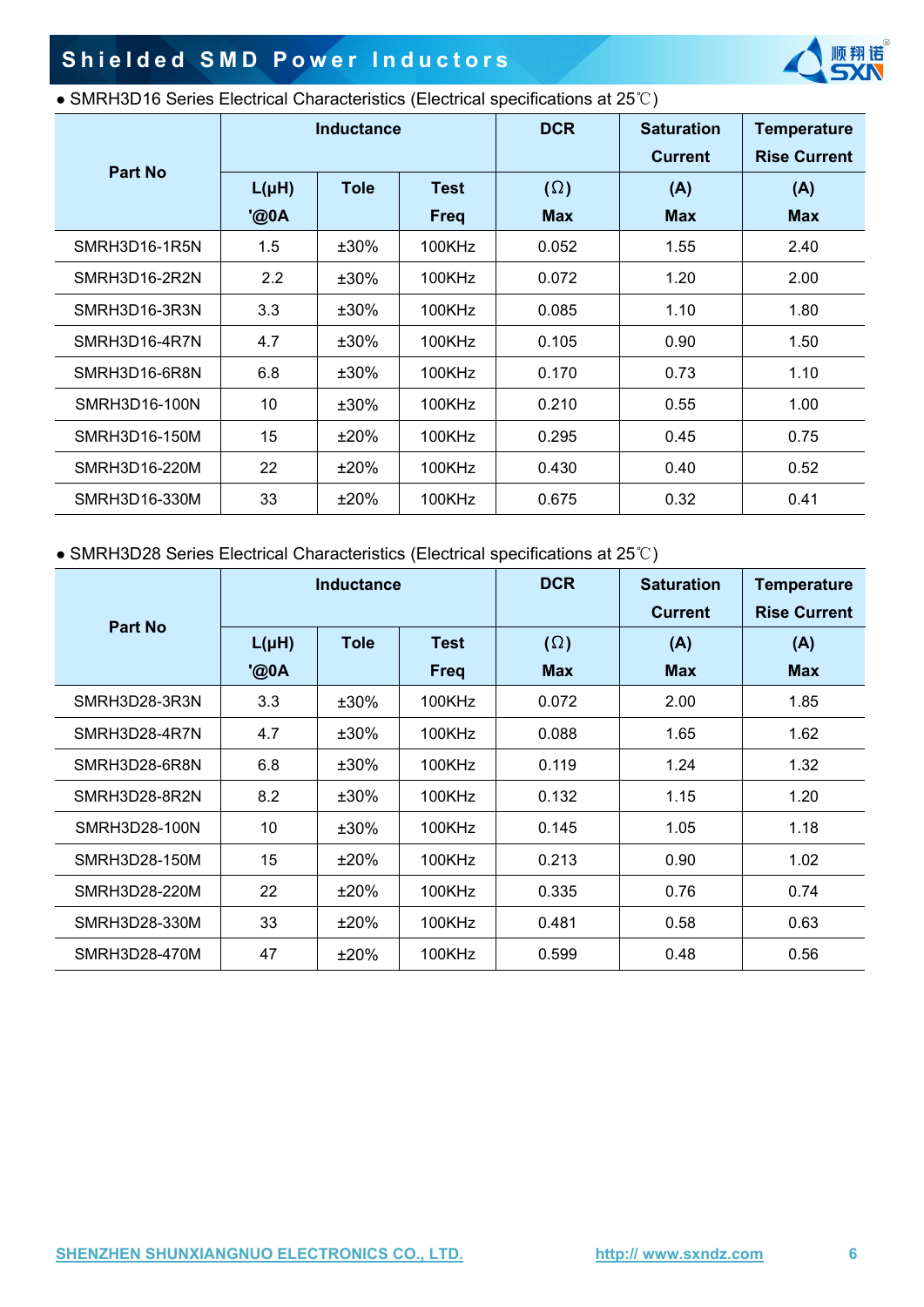● SMRH3D16 Series Electrical Characteristics (Electrical specifications at 25℃)

| Part No | Inductance | | | DCR | Saturation Current | Temperature Rise Current |
|---|---|---|---|---|---|---|
| | L(μH) '@0A | Tole | Test Freq | (Ω) Max | (A) Max | (A) Max |
| SMRH3D16-1R5N | 1.5 | ±30% | 100KHz | 0.052 | 1.55 | 2.40 |
| SMRH3D16-2R2N | 2.2 | ±30% | 100KHz | 0.072 | 1.20 | 2.00 |
| SMRH3D16-3R3N | 3.3 | ±30% | 100KHz | 0.085 | 1.10 | 1.80 |
| SMRH3D16-4R7N | 4.7 | ±30% | 100KHz | 0.105 | 0.90 | 1.50 |
| SMRH3D16-6R8N | 6.8 | ±30% | 100KHz | 0.170 | 0.73 | 1.10 |
| SMRH3D16-100N | 10 | ±30% | 100KHz | 0.210 | 0.55 | 1.00 |
| SMRH3D16-150M | 15 | ±20% | 100KHz | 0.295 | 0.45 | 0.75 |
| SMRH3D16-220M | 22 | ±20% | 100KHz | 0.430 | 0.40 | 0.52 |
| SMRH3D16-330M | 33 | ±20% | 100KHz | 0.675 | 0.32 | 0.41 |

● SMRH3D28 Series Electrical Characteristics (Electrical specifications at 25℃)

| Part No | Inductance | | | DCR | Saturation Current | Temperature Rise Current |
|---|---|---|---|---|---|---|
| | L(μH) '@0A | Tole | Test Freq | (Ω) Max | (A) Max | (A) Max |
| SMRH3D28-3R3N | 3.3 | ±30% | 100KHz | 0.072 | 2.00 | 1.85 |
| SMRH3D28-4R7N | 4.7 | ±30% | 100KHz | 0.088 | 1.65 | 1.62 |
| SMRH3D28-6R8N | 6.8 | ±30% | 100KHz | 0.119 | 1.24 | 1.32 |
| SMRH3D28-8R2N | 8.2 | ±30% | 100KHz | 0.132 | 1.15 | 1.20 |
| SMRH3D28-100N | 10 | ±30% | 100KHz | 0.145 | 1.05 | 1.18 |
| SMRH3D28-150M | 15 | ±20% | 100KHz | 0.213 | 0.90 | 1.02 |
| SMRH3D28-220M | 22 | ±20% | 100KHz | 0.335 | 0.76 | 0.74 |
| SMRH3D28-330M | 33 | ±20% | 100KHz | 0.481 | 0.58 | 0.63 |
| SMRH3D28-470M | 47 | ±20% | 100KHz | 0.599 | 0.48 | 0.56 |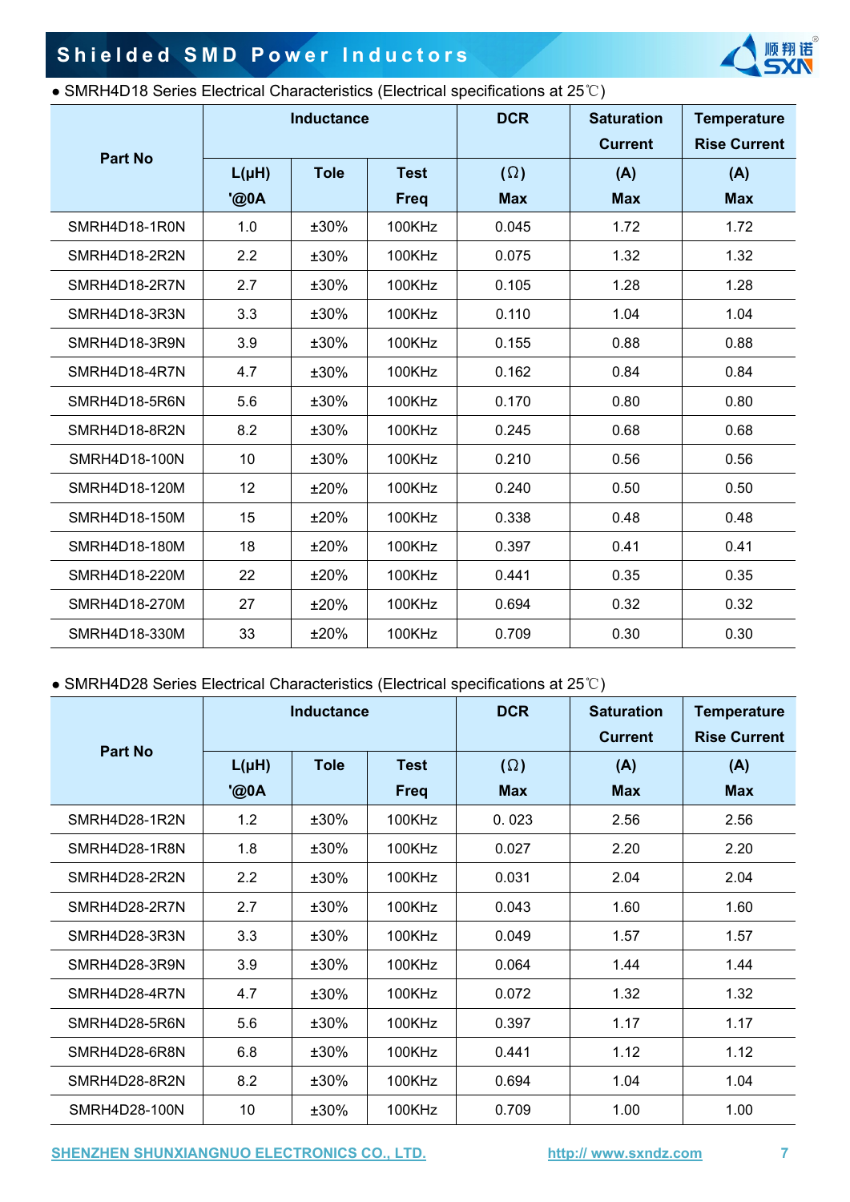● SMRH4D18 Series Electrical Characteristics (Electrical specifications at 25℃)

| Part No | Inductance | | | DCR | Saturation Current | Temperature Rise Current |
|---|---|---|---|---|---|---|
| | L(μH) '@0A | Tole | Test Freq | (Ω) Max | (A) Max | (A) Max |
| SMRH4D18-1R0N | 1.0 | ±30% | 100KHz | 0.045 | 1.72 | 1.72 |
| SMRH4D18-2R2N | 2.2 | ±30% | 100KHz | 0.075 | 1.32 | 1.32 |
| SMRH4D18-2R7N | 2.7 | ±30% | 100KHz | 0.105 | 1.28 | 1.28 |
| SMRH4D18-3R3N | 3.3 | ±30% | 100KHz | 0.110 | 1.04 | 1.04 |
| SMRH4D18-3R9N | 3.9 | ±30% | 100KHz | 0.155 | 0.88 | 0.88 |
| SMRH4D18-4R7N | 4.7 | ±30% | 100KHz | 0.162 | 0.84 | 0.84 |
| SMRH4D18-5R6N | 5.6 | ±30% | 100KHz | 0.170 | 0.80 | 0.80 |
| SMRH4D18-8R2N | 8.2 | ±30% | 100KHz | 0.245 | 0.68 | 0.68 |
| SMRH4D18-100N | 10 | ±30% | 100KHz | 0.210 | 0.56 | 0.56 |
| SMRH4D18-120M | 12 | ±20% | 100KHz | 0.240 | 0.50 | 0.50 |
| SMRH4D18-150M | 15 | ±20% | 100KHz | 0.338 | 0.48 | 0.48 |
| SMRH4D18-180M | 18 | ±20% | 100KHz | 0.397 | 0.41 | 0.41 |
| SMRH4D18-220M | 22 | ±20% | 100KHz | 0.441 | 0.35 | 0.35 |
| SMRH4D18-270M | 27 | ±20% | 100KHz | 0.694 | 0.32 | 0.32 |
| SMRH4D18-330M | 33 | ±20% | 100KHz | 0.709 | 0.30 | 0.30 |

● SMRH4D28 Series Electrical Characteristics (Electrical specifications at 25℃)

| Part No | Inductance | | | DCR | Saturation Current | Temperature Rise Current |
|---|---|---|---|---|---|---|
| | L(μH) '@0A | Tole | Test Freq | (Ω) Max | (A) Max | (A) Max |
| SMRH4D28-1R2N | 1.2 | ±30% | 100KHz | 0. 023 | 2.56 | 2.56 |
| SMRH4D28-1R8N | 1.8 | ±30% | 100KHz | 0.027 | 2.20 | 2.20 |
| SMRH4D28-2R2N | 2.2 | ±30% | 100KHz | 0.031 | 2.04 | 2.04 |
| SMRH4D28-2R7N | 2.7 | ±30% | 100KHz | 0.043 | 1.60 | 1.60 |
| SMRH4D28-3R3N | 3.3 | ±30% | 100KHz | 0.049 | 1.57 | 1.57 |
| SMRH4D28-3R9N | 3.9 | ±30% | 100KHz | 0.064 | 1.44 | 1.44 |
| SMRH4D28-4R7N | 4.7 | ±30% | 100KHz | 0.072 | 1.32 | 1.32 |
| SMRH4D28-5R6N | 5.6 | ±30% | 100KHz | 0.397 | 1.17 | 1.17 |
| SMRH4D28-6R8N | 6.8 | ±30% | 100KHz | 0.441 | 1.12 | 1.12 |
| SMRH4D28-8R2N | 8.2 | ±30% | 100KHz | 0.694 | 1.04 | 1.04 |
| SMRH4D28-100N | 10 | ±30% | 100KHz | 0.709 | 1.00 | 1.00 |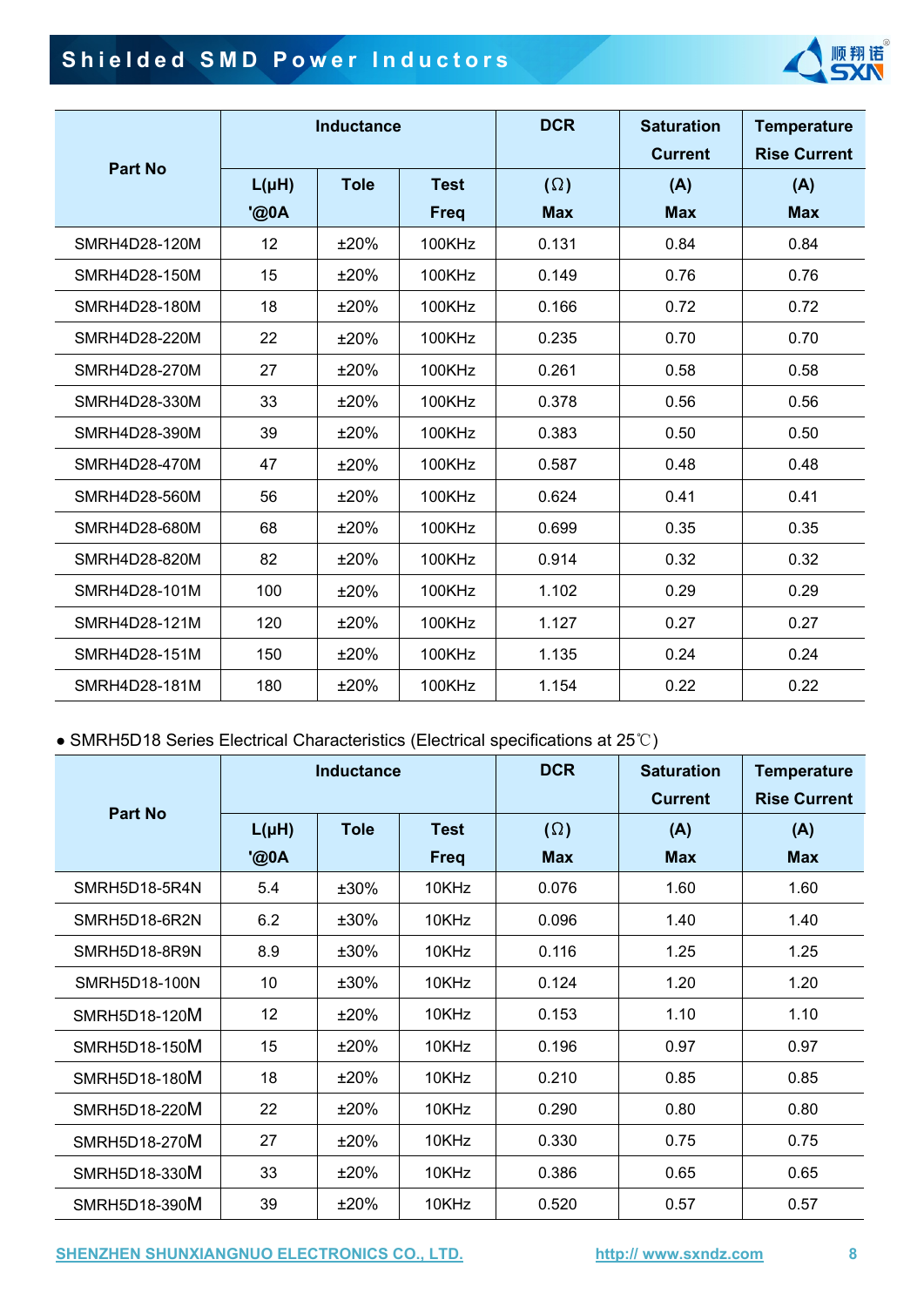| Part No | Inductance | | | DCR | Saturation Current | Temperature Rise Current |
|---|---|---|---|---|---|---|
| | L(μH) '@0A | Tole | Test Freq | (Ω) Max | (A) Max | (A) Max |
| SMRH4D28-120M | 12 | ±20% | 100KHz | 0.131 | 0.84 | 0.84 |
| SMRH4D28-150M | 15 | ±20% | 100KHz | 0.149 | 0.76 | 0.76 |
| SMRH4D28-180M | 18 | ±20% | 100KHz | 0.166 | 0.72 | 0.72 |
| SMRH4D28-220M | 22 | ±20% | 100KHz | 0.235 | 0.70 | 0.70 |
| SMRH4D28-270M | 27 | ±20% | 100KHz | 0.261 | 0.58 | 0.58 |
| SMRH4D28-330M | 33 | ±20% | 100KHz | 0.378 | 0.56 | 0.56 |
| SMRH4D28-390M | 39 | ±20% | 100KHz | 0.383 | 0.50 | 0.50 |
| SMRH4D28-470M | 47 | ±20% | 100KHz | 0.587 | 0.48 | 0.48 |
| SMRH4D28-560M | 56 | ±20% | 100KHz | 0.624 | 0.41 | 0.41 |
| SMRH4D28-680M | 68 | ±20% | 100KHz | 0.699 | 0.35 | 0.35 |
| SMRH4D28-820M | 82 | ±20% | 100KHz | 0.914 | 0.32 | 0.32 |
| SMRH4D28-101M | 100 | ±20% | 100KHz | 1.102 | 0.29 | 0.29 |
| SMRH4D28-121M | 120 | ±20% | 100KHz | 1.127 | 0.27 | 0.27 |
| SMRH4D28-151M | 150 | ±20% | 100KHz | 1.135 | 0.24 | 0.24 |
| SMRH4D28-181M | 180 | ±20% | 100KHz | 1.154 | 0.22 | 0.22 |

● SMRH5D18 Series Electrical Characteristics (Electrical specifications at 25℃)

| Part No | Inductance | | | DCR | Saturation Current | Temperature Rise Current |
|---|---|---|---|---|---|---|
| | L(μH) '@0A | Tole | Test Freq | (Ω) Max | (A) Max | (A) Max |
| SMRH5D18-5R4N | 5.4 | ±30% | 10KHz | 0.076 | 1.60 | 1.60 |
| SMRH5D18-6R2N | 6.2 | ±30% | 10KHz | 0.096 | 1.40 | 1.40 |
| SMRH5D18-8R9N | 8.9 | ±30% | 10KHz | 0.116 | 1.25 | 1.25 |
| SMRH5D18-100N | 10 | ±30% | 10KHz | 0.124 | 1.20 | 1.20 |
| SMRH5D18-120M | 12 | ±20% | 10KHz | 0.153 | 1.10 | 1.10 |
| SMRH5D18-150M | 15 | ±20% | 10KHz | 0.196 | 0.97 | 0.97 |
| SMRH5D18-180M | 18 | ±20% | 10KHz | 0.210 | 0.85 | 0.85 |
| SMRH5D18-220M | 22 | ±20% | 10KHz | 0.290 | 0.80 | 0.80 |
| SMRH5D18-270M | 27 | ±20% | 10KHz | 0.330 | 0.75 | 0.75 |
| SMRH5D18-330M | 33 | ±20% | 10KHz | 0.386 | 0.65 | 0.65 |
| SMRH5D18-390M | 39 | ±20% | 10KHz | 0.520 | 0.57 | 0.57 |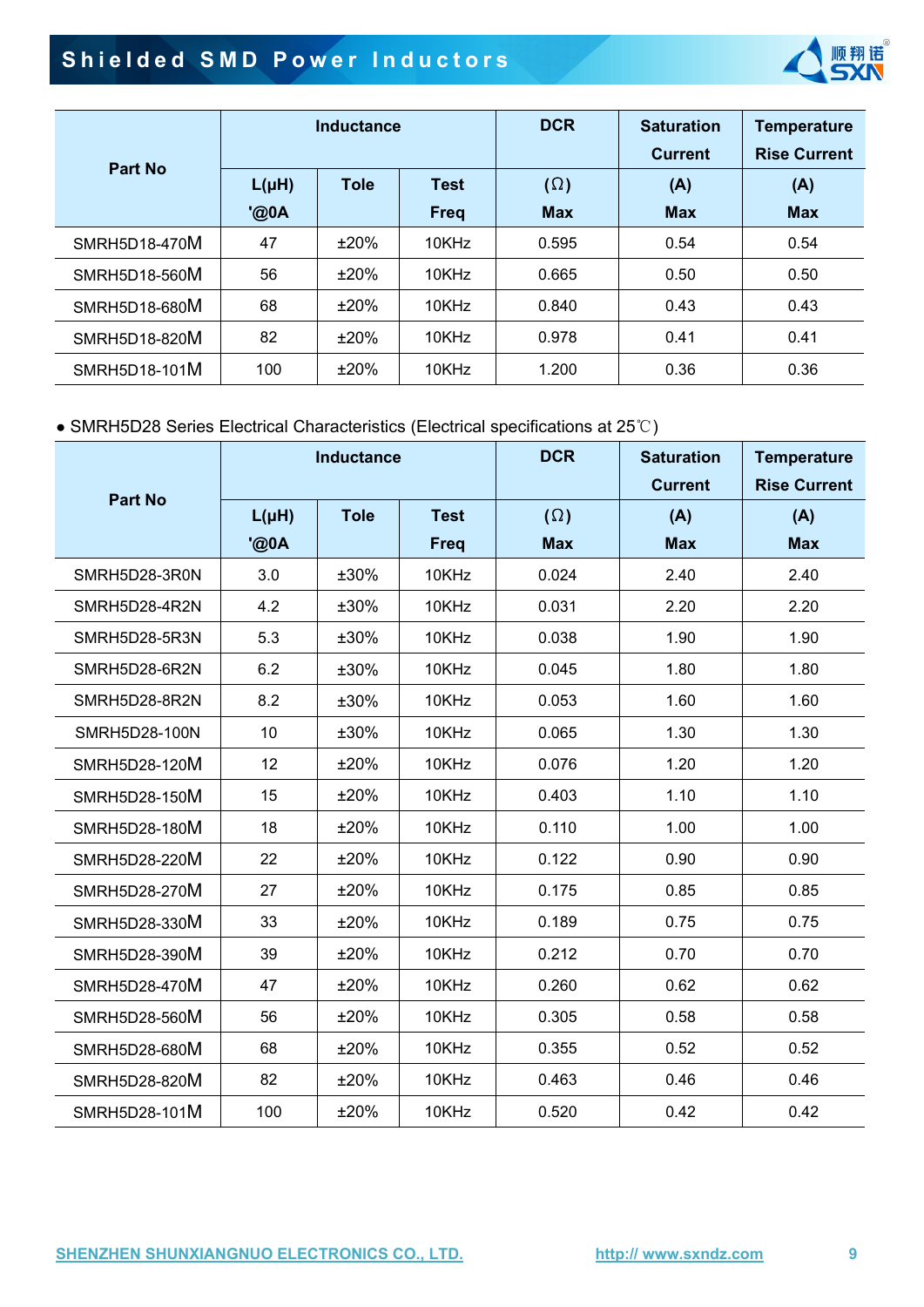| Part No | Inductance | | | DCR | Saturation Current | Temperature Rise Current |
|---|---|---|---|---|---|---|
| | L(μH) '@0A | Tole | Test Freq | (Ω) Max | (A) Max | (A) Max |
| SMRH5D18-470M | 47 | ±20% | 10KHz | 0.595 | 0.54 | 0.54 |
| SMRH5D18-560M | 56 | ±20% | 10KHz | 0.665 | 0.50 | 0.50 |
| SMRH5D18-680M | 68 | ±20% | 10KHz | 0.840 | 0.43 | 0.43 |
| SMRH5D18-820M | 82 | ±20% | 10KHz | 0.978 | 0.41 | 0.41 |
| SMRH5D18-101M | 100 | ±20% | 10KHz | 1.200 | 0.36 | 0.36 |

● SMRH5D28 Series Electrical Characteristics (Electrical specifications at 25℃)

| Part No | Inductance | | | DCR | Saturation Current | Temperature Rise Current |
|---|---|---|---|---|---|---|
| | L(μH) '@0A | Tole | Test Freq | (Ω) Max | (A) Max | (A) Max |
| SMRH5D28-3R0N | 3.0 | ±30% | 10KHz | 0.024 | 2.40 | 2.40 |
| SMRH5D28-4R2N | 4.2 | ±30% | 10KHz | 0.031 | 2.20 | 2.20 |
| SMRH5D28-5R3N | 5.3 | ±30% | 10KHz | 0.038 | 1.90 | 1.90 |
| SMRH5D28-6R2N | 6.2 | ±30% | 10KHz | 0.045 | 1.80 | 1.80 |
| SMRH5D28-8R2N | 8.2 | ±30% | 10KHz | 0.053 | 1.60 | 1.60 |
| SMRH5D28-100N | 10 | ±30% | 10KHz | 0.065 | 1.30 | 1.30 |
| SMRH5D28-120M | 12 | ±20% | 10KHz | 0.076 | 1.20 | 1.20 |
| SMRH5D28-150M | 15 | ±20% | 10KHz | 0.403 | 1.10 | 1.10 |
| SMRH5D28-180M | 18 | ±20% | 10KHz | 0.110 | 1.00 | 1.00 |
| SMRH5D28-220M | 22 | ±20% | 10KHz | 0.122 | 0.90 | 0.90 |
| SMRH5D28-270M | 27 | ±20% | 10KHz | 0.175 | 0.85 | 0.85 |
| SMRH5D28-330M | 33 | ±20% | 10KHz | 0.189 | 0.75 | 0.75 |
| SMRH5D28-390M | 39 | ±20% | 10KHz | 0.212 | 0.70 | 0.70 |
| SMRH5D28-470M | 47 | ±20% | 10KHz | 0.260 | 0.62 | 0.62 |
| SMRH5D28-560M | 56 | ±20% | 10KHz | 0.305 | 0.58 | 0.58 |
| SMRH5D28-680M | 68 | ±20% | 10KHz | 0.355 | 0.52 | 0.52 |
| SMRH5D28-820M | 82 | ±20% | 10KHz | 0.463 | 0.46 | 0.46 |
| SMRH5D28-101M | 100 | ±20% | 10KHz | 0.520 | 0.42 | 0.42 |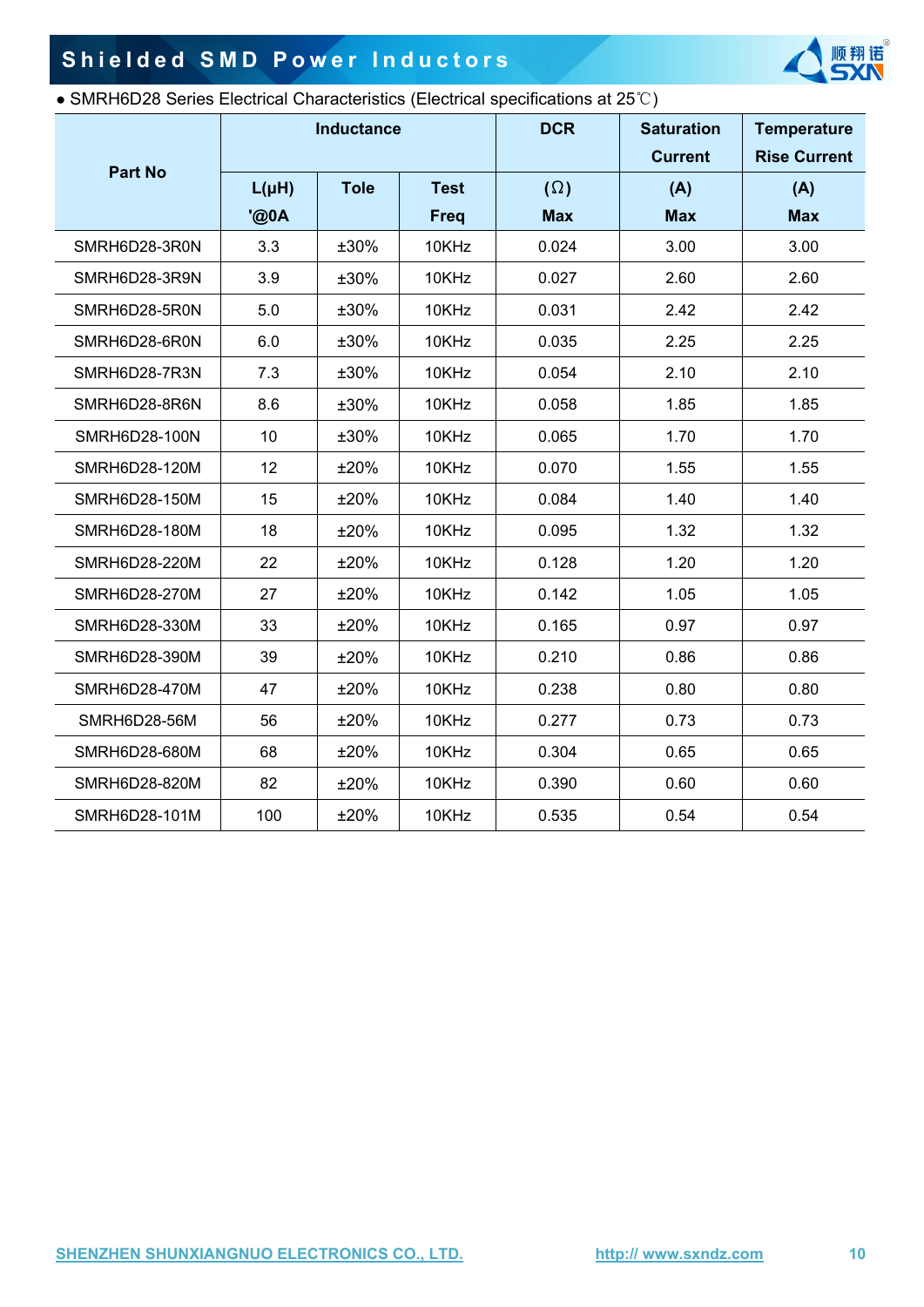# Shielded SMD Power Inductors

● SMRH6D28 Series Electrical Characteristics (Electrical specifications at 25℃)

| Part No | Inductance | | | DCR | Saturation Current | Temperature Rise Current |
|---|---|---|---|---|---|---|
| | L(μH) '@0A | Tole | Test Freq | (Ω) Max | (A) Max | (A) Max |
| SMRH6D28-3R0N | 3.3 | ±30% | 10KHz | 0.024 | 3.00 | 3.00 |
| SMRH6D28-3R9N | 3.9 | ±30% | 10KHz | 0.027 | 2.60 | 2.60 |
| SMRH6D28-5R0N | 5.0 | ±30% | 10KHz | 0.031 | 2.42 | 2.42 |
| SMRH6D28-6R0N | 6.0 | ±30% | 10KHz | 0.035 | 2.25 | 2.25 |
| SMRH6D28-7R3N | 7.3 | ±30% | 10KHz | 0.054 | 2.10 | 2.10 |
| SMRH6D28-8R6N | 8.6 | ±30% | 10KHz | 0.058 | 1.85 | 1.85 |
| SMRH6D28-100N | 10 | ±30% | 10KHz | 0.065 | 1.70 | 1.70 |
| SMRH6D28-120M | 12 | ±20% | 10KHz | 0.070 | 1.55 | 1.55 |
| SMRH6D28-150M | 15 | ±20% | 10KHz | 0.084 | 1.40 | 1.40 |
| SMRH6D28-180M | 18 | ±20% | 10KHz | 0.095 | 1.32 | 1.32 |
| SMRH6D28-220M | 22 | ±20% | 10KHz | 0.128 | 1.20 | 1.20 |
| SMRH6D28-270M | 27 | ±20% | 10KHz | 0.142 | 1.05 | 1.05 |
| SMRH6D28-330M | 33 | ±20% | 10KHz | 0.165 | 0.97 | 0.97 |
| SMRH6D28-390M | 39 | ±20% | 10KHz | 0.210 | 0.86 | 0.86 |
| SMRH6D28-470M | 47 | ±20% | 10KHz | 0.238 | 0.80 | 0.80 |
| SMRH6D28-56M | 56 | ±20% | 10KHz | 0.277 | 0.73 | 0.73 |
| SMRH6D28-680M | 68 | ±20% | 10KHz | 0.304 | 0.65 | 0.65 |
| SMRH6D28-820M | 82 | ±20% | 10KHz | 0.390 | 0.60 | 0.60 |
| SMRH6D28-101M | 100 | ±20% | 10KHz | 0.535 | 0.54 | 0.54 |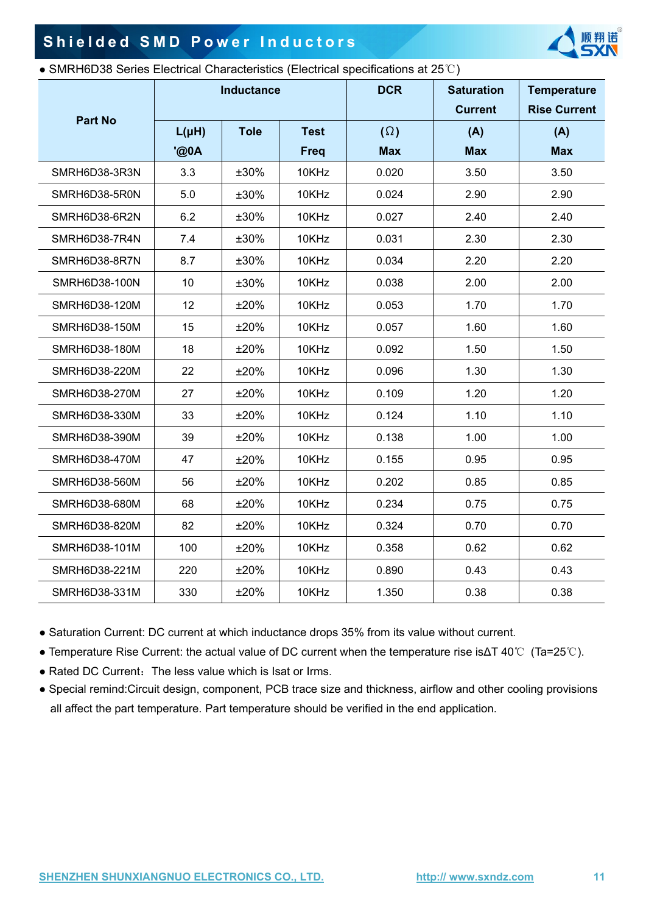## Shielded SMD Power Inductors

● SMRH6D38 Series Electrical Characteristics (Electrical specifications at 25℃)

| Part No | Inductance | | | DCR | Saturation Current | Temperature Rise Current |
|---|---|---|---|---|---|---|
| | L(μH) '@0A | Tole | Test Freq | (Ω) Max | (A) Max | (A) Max |
| SMRH6D38-3R3N | 3.3 | ±30% | 10KHz | 0.020 | 3.50 | 3.50 |
| SMRH6D38-5R0N | 5.0 | ±30% | 10KHz | 0.024 | 2.90 | 2.90 |
| SMRH6D38-6R2N | 6.2 | ±30% | 10KHz | 0.027 | 2.40 | 2.40 |
| SMRH6D38-7R4N | 7.4 | ±30% | 10KHz | 0.031 | 2.30 | 2.30 |
| SMRH6D38-8R7N | 8.7 | ±30% | 10KHz | 0.034 | 2.20 | 2.20 |
| SMRH6D38-100N | 10 | ±30% | 10KHz | 0.038 | 2.00 | 2.00 |
| SMRH6D38-120M | 12 | ±20% | 10KHz | 0.053 | 1.70 | 1.70 |
| SMRH6D38-150M | 15 | ±20% | 10KHz | 0.057 | 1.60 | 1.60 |
| SMRH6D38-180M | 18 | ±20% | 10KHz | 0.092 | 1.50 | 1.50 |
| SMRH6D38-220M | 22 | ±20% | 10KHz | 0.096 | 1.30 | 1.30 |
| SMRH6D38-270M | 27 | ±20% | 10KHz | 0.109 | 1.20 | 1.20 |
| SMRH6D38-330M | 33 | ±20% | 10KHz | 0.124 | 1.10 | 1.10 |
| SMRH6D38-390M | 39 | ±20% | 10KHz | 0.138 | 1.00 | 1.00 |
| SMRH6D38-470M | 47 | ±20% | 10KHz | 0.155 | 0.95 | 0.95 |
| SMRH6D38-560M | 56 | ±20% | 10KHz | 0.202 | 0.85 | 0.85 |
| SMRH6D38-680M | 68 | ±20% | 10KHz | 0.234 | 0.75 | 0.75 |
| SMRH6D38-820M | 82 | ±20% | 10KHz | 0.324 | 0.70 | 0.70 |
| SMRH6D38-101M | 100 | ±20% | 10KHz | 0.358 | 0.62 | 0.62 |
| SMRH6D38-221M | 220 | ±20% | 10KHz | 0.890 | 0.43 | 0.43 |
| SMRH6D38-331M | 330 | ±20% | 10KHz | 1.350 | 0.38 | 0.38 |

● Saturation Current: DC current at which inductance drops 35% from its value without current.

● Temperature Rise Current: the actual value of DC current when the temperature rise is$\Delta T$ 40℃ (Ta=25℃).

● Rated DC Current：The less value which is Isat or Irms.

● Special remind:Circuit design, component, PCB trace size and thickness, airflow and other cooling provisions all affect the part temperature. Part temperature should be verified in the end application.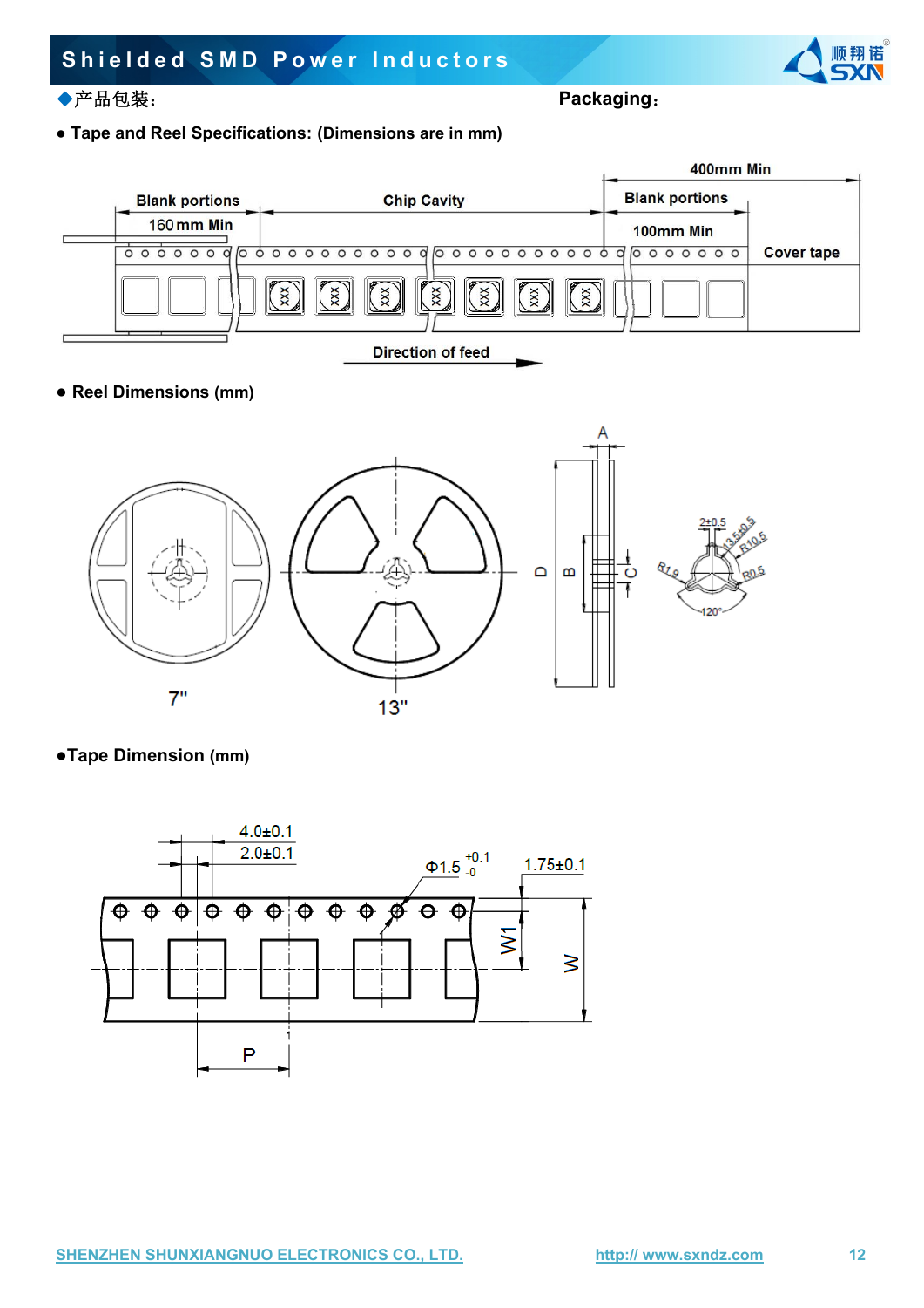◆产品包装： Packaging：

- **Tape and Reel Specifications: (Dimensions are in mm)**

Blank portions 160mm Min | Chip Cavity | Blank portions 100mm Min | 400mm Min | Cover tape

Direction of feed

- **Reel Dimensions (mm)**

7" 13"

A D B C

2±0.5 13.5±0.5 R10.5 R1.9 R0.5 120°

- **Tape Dimension (mm)**

4.0±0.1
2.0±0.1
Φ1.5 $^{+0.1}_{-0}$
1.75±0.1
W1 W
P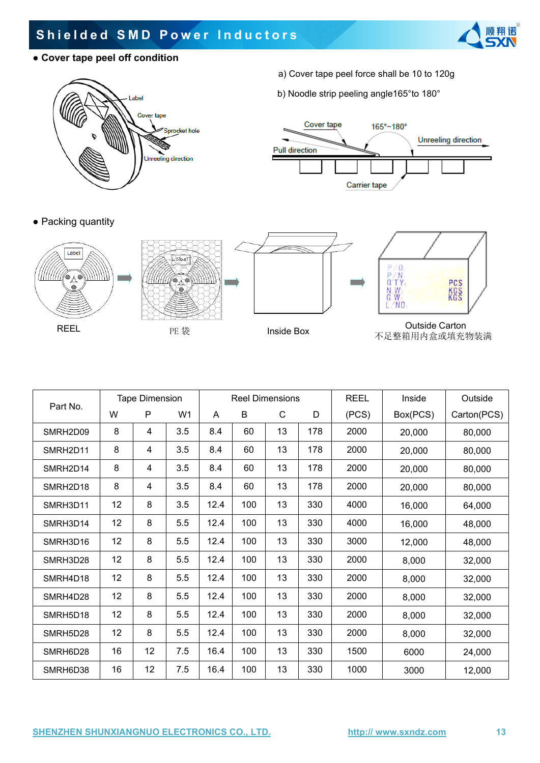## Shielded SMD Power Inductors

- **Cover tape peel off condition**

a) Cover tape peel force shall be 10 to 120g

b) Noodle strip peeling angle165°to 180°

- Packing quantity

REEL → PE 袋 → Inside Box → Outside Carton

不足整箱用内盒或填充物装满

| Part No. | Tape Dimension | | | Reel Dimensions | | | | REEL | Inside | Outside |
|---|---|---|---|---|---|---|---|---|---|---|
| | W | P | W1 | A | B | C | D | (PCS) | Box(PCS) | Carton(PCS) |
| SMRH2D09 | 8 | 4 | 3.5 | 8.4 | 60 | 13 | 178 | 2000 | 20,000 | 80,000 |
| SMRH2D11 | 8 | 4 | 3.5 | 8.4 | 60 | 13 | 178 | 2000 | 20,000 | 80,000 |
| SMRH2D14 | 8 | 4 | 3.5 | 8.4 | 60 | 13 | 178 | 2000 | 20,000 | 80,000 |
| SMRH2D18 | 8 | 4 | 3.5 | 8.4 | 60 | 13 | 178 | 2000 | 20,000 | 80,000 |
| SMRH3D11 | 12 | 8 | 3.5 | 12.4 | 100 | 13 | 330 | 4000 | 16,000 | 64,000 |
| SMRH3D14 | 12 | 8 | 5.5 | 12.4 | 100 | 13 | 330 | 4000 | 16,000 | 48,000 |
| SMRH3D16 | 12 | 8 | 5.5 | 12.4 | 100 | 13 | 330 | 3000 | 12,000 | 48,000 |
| SMRH3D28 | 12 | 8 | 5.5 | 12.4 | 100 | 13 | 330 | 2000 | 8,000 | 32,000 |
| SMRH4D18 | 12 | 8 | 5.5 | 12.4 | 100 | 13 | 330 | 2000 | 8,000 | 32,000 |
| SMRH4D28 | 12 | 8 | 5.5 | 12.4 | 100 | 13 | 330 | 2000 | 8,000 | 32,000 |
| SMRH5D18 | 12 | 8 | 5.5 | 12.4 | 100 | 13 | 330 | 2000 | 8,000 | 32,000 |
| SMRH5D28 | 12 | 8 | 5.5 | 12.4 | 100 | 13 | 330 | 2000 | 8,000 | 32,000 |
| SMRH6D28 | 16 | 12 | 7.5 | 16.4 | 100 | 13 | 330 | 1500 | 6000 | 24,000 |
| SMRH6D38 | 16 | 12 | 7.5 | 16.4 | 100 | 13 | 330 | 1000 | 3000 | 12,000 |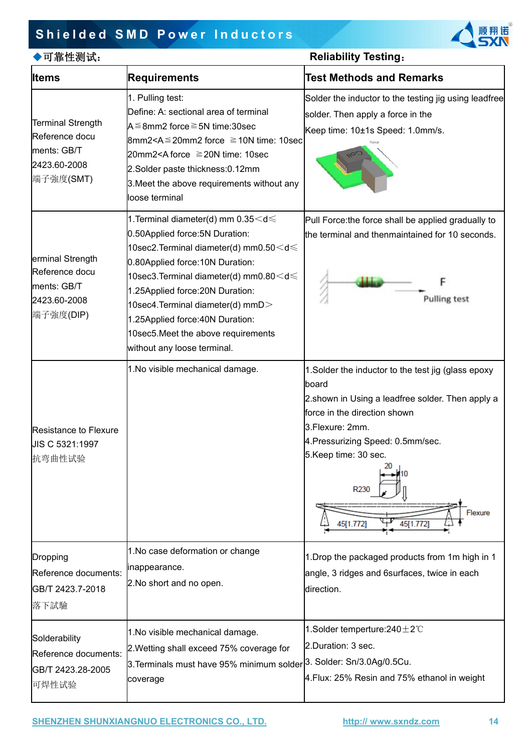◆可靠性测试： **Reliability Testing：**

| Items | Requirements | Test Methods and Remarks |
|---|---|---|
| Terminal Strength Reference documents: GB/T 2423.60-2008 端子強度(SMT) | 1. Pulling test: Define: A: sectional area of terminal A≦8mm2 force≧5N time:30sec 8mm2<A≦20mm2 force ≧10N time: 10sec 20mm2<A force ≧20N time: 10sec 2.Solder paste thickness:0.12mm 3.Meet the above requirements without any loose terminal | Solder the inductor to the testing jig using leadfree solder. Then apply a force in the Keep time: 10±1s Speed: 1.0mm/s. |
| erminal Strength Reference documents: GB/T 2423.60-2008 端子強度(DIP) | 1.Terminal diameter(d) mm 0.35＜d≤ 0.50Applied force:5N Duration: 10sec2.Terminal diameter(d) mm0.50＜d≤ 0.80Applied force:10N Duration: 10sec3.Terminal diameter(d) mm0.80＜d≤ 1.25Applied force:20N Duration: 10sec4.Terminal diameter(d) mmD＞ 1.25Applied force:40N Duration: 10sec5.Meet the above requirements without any loose terminal. | Pull Force:the force shall be applied gradually to the terminal and thenmaintained for 10 seconds. |
| Resistance to Flexure JIS C 5321:1997 抗弯曲性试验 | 1.No visible mechanical damage. | 1.Solder the inductor to the test jig (glass epoxy board 2.shown in Using a leadfree solder. Then apply a force in the direction shown 3.Flexure: 2mm. 4.Pressurizing Speed: 0.5mm/sec. 5.Keep time: 30 sec. |
| Dropping Reference documents: GB/T 2423.7-2018 落下試驗 | 1.No case deformation or change inappearance. 2.No short and no open. | 1.Drop the packaged products from 1m high in 1 angle, 3 ridges and 6surfaces, twice in each direction. |
| Solderability Reference documents: GB/T 2423.28-2005 可焊性试验 | 1.No visible mechanical damage. 2.Wetting shall exceed 75% coverage for 3.Terminals must have 95% minimum solder coverage | 1.Solder temperture:240±2℃ 2.Duration: 3 sec. 3. Solder: Sn/3.0Ag/0.5Cu. 4.Flux: 25% Resin and 75% ethanol in weight |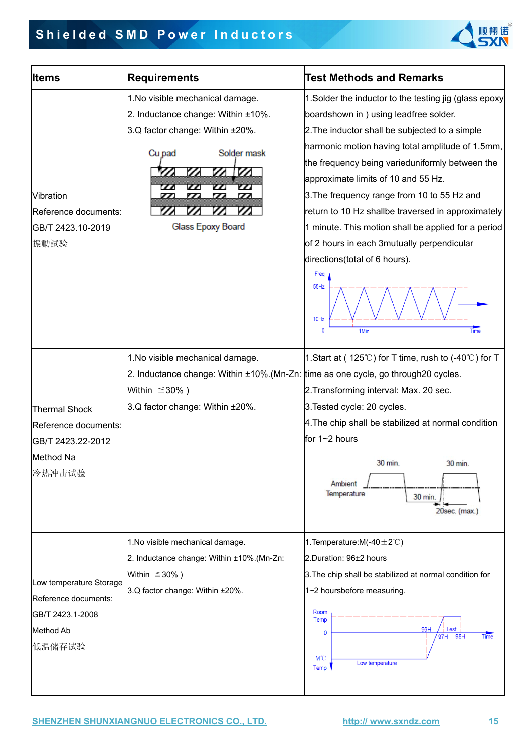| Items | Requirements | Test Methods and Remarks |
|---|---|---|
| Vibration<br>Reference documents:<br>GB/T 2423.10-2019<br>振動試验 | 1.No visible mechanical damage.<br>2. Inductance change: Within ±10%.<br>3.Q factor change: Within ±20%.<br>Cu pad  Solder mask<br>Glass Epoxy Board | 1.Solder the inductor to the testing jig (glass epoxy boardshown in ) using leadfree solder.<br>2.The inductor shall be subjected to a simple harmonic motion having total amplitude of 1.5mm, the frequency being varieduniformly between the approximate limits of 10 and 55 Hz.<br>3.The frequency range from 10 to 55 Hz and return to 10 Hz shallbe traversed in approximately 1 minute. This motion shall be applied for a period of 2 hours in each 3mutually perpendicular directions(total of 6 hours).<br>Freq 55Hz 10Hz 0 1Min Time |
| Thermal Shock<br>Reference documents:<br>GB/T 2423.22-2012<br>Method Na<br>冷热冲击试验 | 1.No visible mechanical damage.<br>2. Inductance change: Within ±10%.(Mn-Zn: Within ≦30% )<br>3.Q factor change: Within ±20%. | 1.Start at ( 125℃) for T time, rush to (-40℃) for T time as one cycle, go through20 cycles.<br>2.Transforming interval: Max. 20 sec.<br>3.Tested cycle: 20 cycles.<br>4.The chip shall be stabilized at normal condition for 1~2 hours<br>30 min. 30 min. Ambient Temperature 30 min. 20sec. (max.) |
| Low temperature Storage<br>Reference documents:<br>GB/T 2423.1-2008<br>Method Ab<br>低温储存试验 | 1.No visible mechanical damage.<br>2. Inductance change: Within ±10%.(Mn-Zn: Within ≦30% )<br>3.Q factor change: Within ±20%. | 1.Temperature:M(-40±2℃)<br>2.Duration: 96±2 hours<br>3.The chip shall be stabilized at normal condition for 1~2 hoursbefore measuring.<br>Room Temp 0 96H Test 97H 98H Time M℃ Temp Low temperature |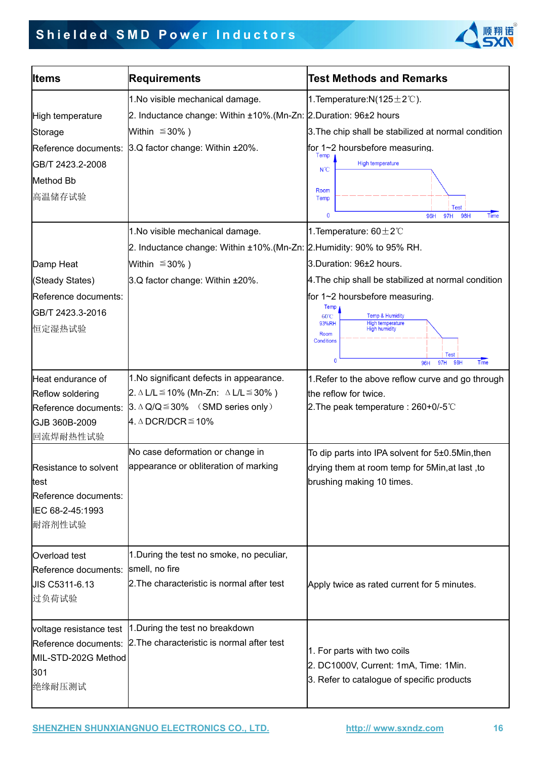| Items | Requirements | Test Methods and Remarks |
|---|---|---|
| High temperature Storage<br>Reference documents: GB/T 2423.2-2008 Method Bb<br>高温储存试验 | 1.No visible mechanical damage.<br>2. Inductance change: Within ±10%.(Mn-Zn: Within ≦30% )<br>3.Q factor change: Within ±20%. | 1.Temperature:N(125±2℃).<br>2.Duration: 96±2 hours<br>3.The chip shall be stabilized at normal condition for 1~2 hoursbefore measuring. |
| Damp Heat (Steady States)<br>Reference documents: GB/T 2423.3-2016<br>恒定湿热试验 | 1.No visible mechanical damage.<br>2. Inductance change: Within ±10%.(Mn-Zn: Within ≦30% )<br>3.Q factor change: Within ±20%. | 1.Temperature: 60±2℃<br>2.Humidity: 90% to 95% RH.<br>3.Duration: 96±2 hours.<br>4.The chip shall be stabilized at normal condition for 1~2 hoursbefore measuring. |
| Heat endurance of Reflow soldering<br>Reference documents: GJB 360B-2009<br>回流焊耐热性试验 | 1.No significant defects in appearance.<br>2. ΔL/L≦10% (Mn-Zn: ΔL/L≦30% )<br>3. ΔQ/Q≦30% （SMD series only）<br>4. ΔDCR/DCR≦10% | 1.Refer to the above reflow curve and go through the reflow for twice.<br>2.The peak temperature : 260+0/-5℃ |
| Resistance to solvent test<br>Reference documents: IEC 68-2-45:1993<br>耐溶剂性试验 | No case deformation or change in appearance or obliteration of marking | To dip parts into IPA solvent for 5±0.5Min,then drying them at room temp for 5Min,at last ,to brushing making 10 times. |
| Overload test<br>Reference documents: JIS C5311-6.13<br>过负荷试验 | 1.During the test no smoke, no peculiar, smell, no fire<br>2.The characteristic is normal after test | Apply twice as rated current for 5 minutes. |
| voltage resistance test<br>Reference documents: MIL-STD-202G Method 301<br>绝缘耐压测试 | 1.During the test no breakdown<br>2.The characteristic is normal after test | 1. For parts with two coils<br>2. DC1000V, Current: 1mA, Time: 1Min.<br>3. Refer to catalogue of specific products |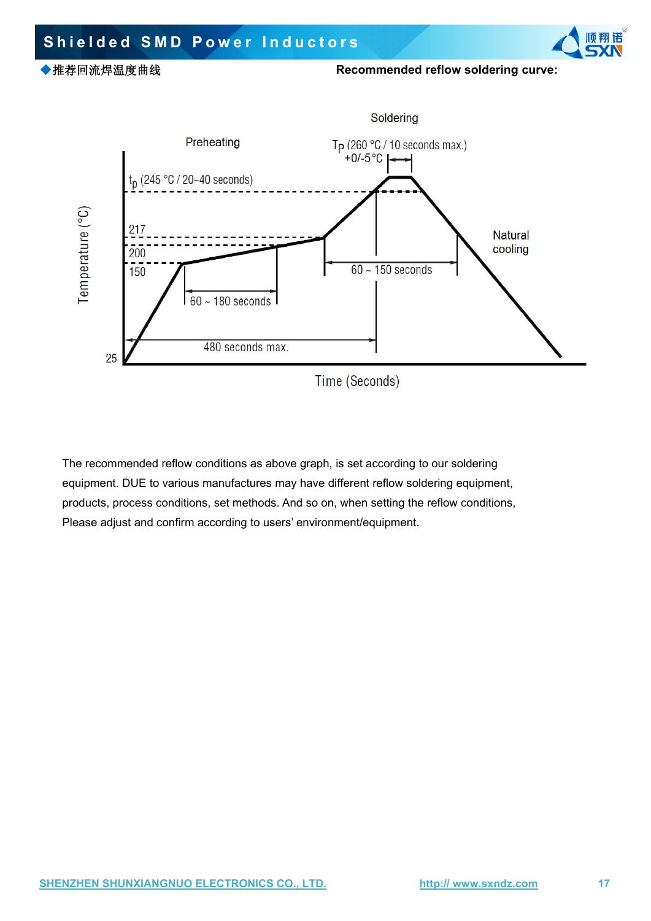◆推荐回流焊温度曲线 **Recommended reflow soldering curve:**

Soldering

Preheating

$T_P$ (260 °C / 10 seconds max.) +0/-5 °C

$t_p$ (245 °C / 20~40 seconds)

217

200

150

25

Temperature (°C)

60 ~ 180 seconds

60 ~ 150 seconds

480 seconds max.

Natural cooling

Time (Seconds)

The recommended reflow conditions as above graph, is set according to our soldering equipment. DUE to various manufactures may have different reflow soldering equipment, products, process conditions, set methods. And so on, when setting the reflow conditions, Please adjust and confirm according to users' environment/equipment.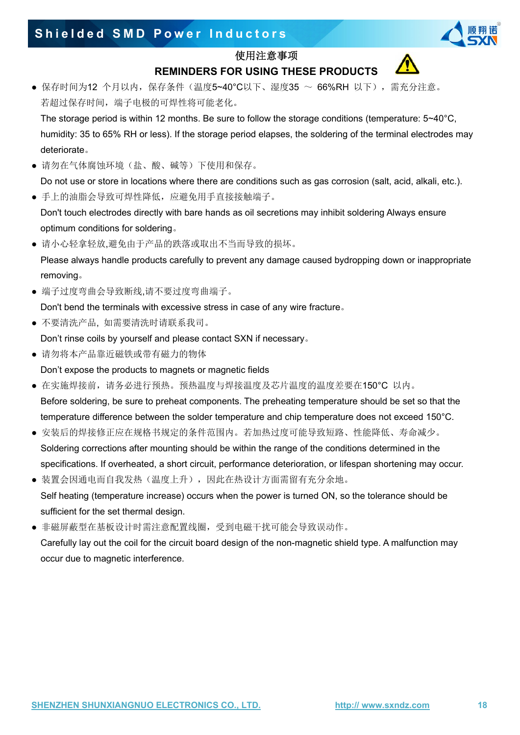## 使用注意事项

## REMINDERS FOR USING THESE PRODUCTS

- 保存时间为12 个月以内，保存条件（温度5~40°C以下、湿度35 ～ 66%RH 以下），需充分注意。若超过保存时间，端子电极的可焊性将可能老化。
  The storage period is within 12 months. Be sure to follow the storage conditions (temperature: 5~40°C, humidity: 35 to 65% RH or less). If the storage period elapses, the soldering of the terminal electrodes may deteriorate。
- 请勿在气体腐蚀环境（盐、酸、碱等）下使用和保存。
  Do not use or store in locations where there are conditions such as gas corrosion (salt, acid, alkali, etc.).
- 手上的油脂会导致可焊性降低，应避免用手直接接触端子。
  Don't touch electrodes directly with bare hands as oil secretions may inhibit soldering Always ensure optimum conditions for soldering。
- 请小心轻拿轻放,避免由于产品的跌落或取出不当而导致的损坏。
  Please always handle products carefully to prevent any damage caused bydropping down or inappropriate removing。
- 端子过度弯曲会导致断线,请不要过度弯曲端子。
  Don't bend the terminals with excessive stress in case of any wire fracture。
- 不要清洗产品，如需要清洗时请联系我司。
  Don't rinse coils by yourself and please contact SXN if necessary。
- 请勿将本产品靠近磁铁或带有磁力的物体
  Don't expose the products to magnets or magnetic fields
- 在实施焊接前，请务必进行预热。预热温度与焊接温度及芯片温度的温度差要在150°C 以内。
  Before soldering, be sure to preheat components. The preheating temperature should be set so that the temperature difference between the solder temperature and chip temperature does not exceed 150°C.
- 安装后的焊接修正应在规格书规定的条件范围内。若加热过度可能导致短路、性能降低、寿命减少。
  Soldering corrections after mounting should be within the range of the conditions determined in the specifications. If overheated, a short circuit, performance deterioration, or lifespan shortening may occur.
- 装置会因通电而自我发热（温度上升），因此在热设计方面需留有充分余地。
  Self heating (temperature increase) occurs when the power is turned ON, so the tolerance should be sufficient for the set thermal design.
- 非磁屏蔽型在基板设计时需注意配置线圈，受到电磁干扰可能会导致误动作。
  Carefully lay out the coil for the circuit board design of the non-magnetic shield type. A malfunction may occur due to magnetic interference.